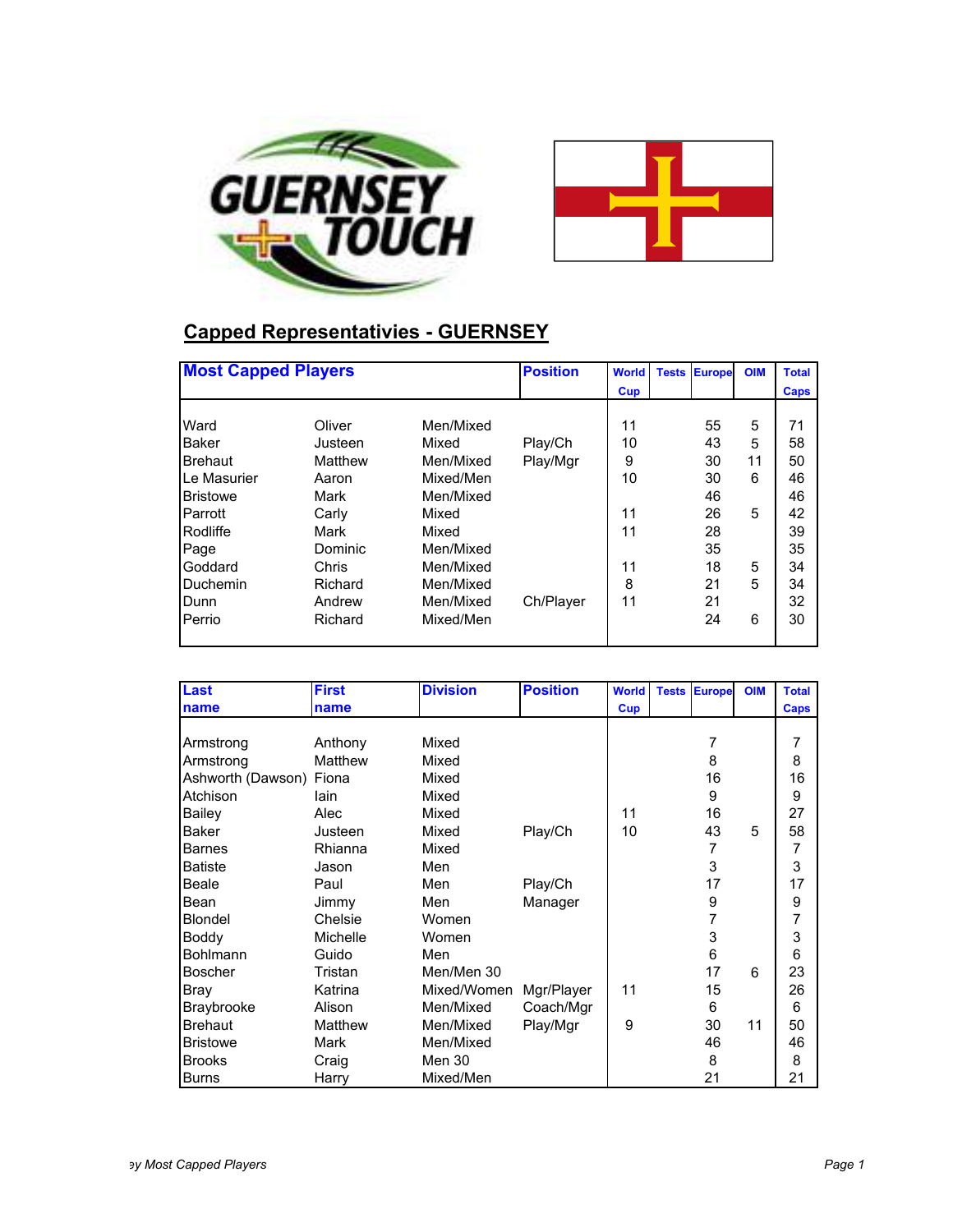## Capped Representativies - GUERNSEY

| Most Capped Players | | | Position | World Cup | Tests | Europe | OIM | Total Caps |
|---|---|---|---|---|---|---|---|---|
| Ward | Oliver | Men/Mixed | | 11 | | 55 | 5 | 71 |
| Baker | Justeen | Mixed | Play/Ch | 10 | | 43 | 5 | 58 |
| Brehaut | Matthew | Men/Mixed | Play/Mgr | 9 | | 30 | 11 | 50 |
| Le Masurier | Aaron | Mixed/Men | | 10 | | 30 | 6 | 46 |
| Bristowe | Mark | Men/Mixed | | | | 46 | | 46 |
| Parrott | Carly | Mixed | | 11 | | 26 | 5 | 42 |
| Rodliffe | Mark | Mixed | | 11 | | 28 | | 39 |
| Page | Dominic | Men/Mixed | | | | 35 | | 35 |
| Goddard | Chris | Men/Mixed | | 11 | | 18 | 5 | 34 |
| Duchemin | Richard | Men/Mixed | | 8 | | 21 | 5 | 34 |
| Dunn | Andrew | Men/Mixed | Ch/Player | 11 | | 21 | | 32 |
| Perrio | Richard | Mixed/Men | | | | 24 | 6 | 30 |

| Last name | First name | Division | Position | World Cup | Tests | Europe | OIM | Total Caps |
|---|---|---|---|---|---|---|---|---|
| Armstrong | Anthony | Mixed | | | | 7 | | 7 |
| Armstrong | Matthew | Mixed | | | | 8 | | 8 |
| Ashworth (Dawson) | Fiona | Mixed | | | | 16 | | 16 |
| Atchison | Iain | Mixed | | | | 9 | | 9 |
| Bailey | Alec | Mixed | | 11 | | 16 | | 27 |
| Baker | Justeen | Mixed | Play/Ch | 10 | | 43 | 5 | 58 |
| Barnes | Rhianna | Mixed | | | | 7 | | 7 |
| Batiste | Jason | Men | | | | 3 | | 3 |
| Beale | Paul | Men | Play/Ch | | | 17 | | 17 |
| Bean | Jimmy | Men | Manager | | | 9 | | 9 |
| Blondel | Chelsie | Women | | | | 7 | | 7 |
| Boddy | Michelle | Women | | | | 3 | | 3 |
| Bohlmann | Guido | Men | | | | 6 | | 6 |
| Boscher | Tristan | Men/Men 30 | | | | 17 | 6 | 23 |
| Bray | Katrina | Mixed/Women | Mgr/Player | 11 | | 15 | | 26 |
| Braybrooke | Alison | Men/Mixed | Coach/Mgr | | | 6 | | 6 |
| Brehaut | Matthew | Men/Mixed | Play/Mgr | 9 | | 30 | 11 | 50 |
| Bristowe | Mark | Men/Mixed | | | | 46 | | 46 |
| Brooks | Craig | Men 30 | | | | 8 | | 8 |
| Burns | Harry | Mixed/Men | | | | 21 | | 21 |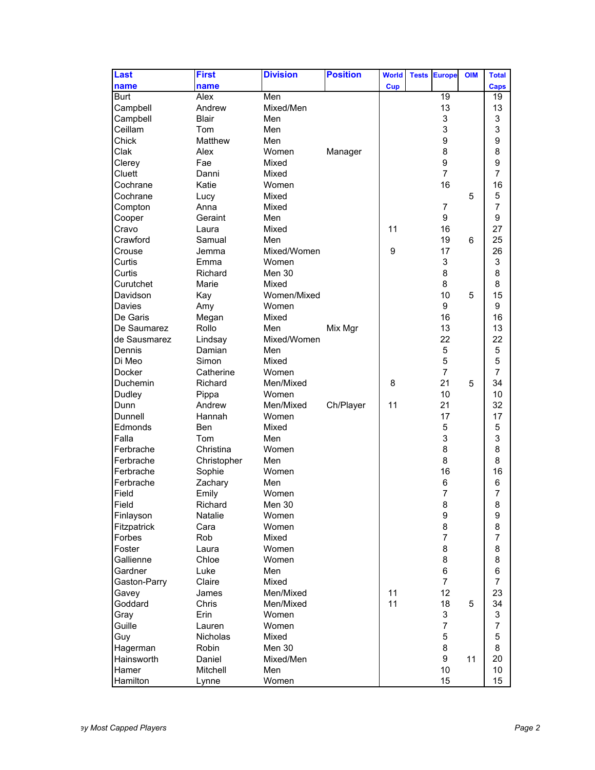| Last name | First name | Division | Position | World Cup | Tests | Europe | OIM | Total Caps |
|---|---|---|---|---|---|---|---|---|
| Burt | Alex | Men | | | | 19 | | 19 |
| Campbell | Andrew | Mixed/Men | | | | 13 | | 13 |
| Campbell | Blair | Men | | | | 3 | | 3 |
| Ceillam | Tom | Men | | | | 3 | | 3 |
| Chick | Matthew | Men | | | | 9 | | 9 |
| Clak | Alex | Women | Manager | | | 8 | | 8 |
| Clerey | Fae | Mixed | | | | 9 | | 9 |
| Cluett | Danni | Mixed | | | | 7 | | 7 |
| Cochrane | Katie | Women | | | | 16 | | 16 |
| Cochrane | Lucy | Mixed | | | | | 5 | 5 |
| Compton | Anna | Mixed | | | | 7 | | 7 |
| Cooper | Geraint | Men | | | | 9 | | 9 |
| Cravo | Laura | Mixed | | 11 | | 16 | | 27 |
| Crawford | Samual | Men | | | | 19 | 6 | 25 |
| Crouse | Jemma | Mixed/Women | | 9 | | 17 | | 26 |
| Curtis | Emma | Women | | | | 3 | | 3 |
| Curtis | Richard | Men 30 | | | | 8 | | 8 |
| Curutchet | Marie | Mixed | | | | 8 | | 8 |
| Davidson | Kay | Women/Mixed | | | | 10 | 5 | 15 |
| Davies | Amy | Women | | | | 9 | | 9 |
| De Garis | Megan | Mixed | | | | 16 | | 16 |
| De Saumarez | Rollo | Men | Mix Mgr | | | 13 | | 13 |
| de Sausmarez | Lindsay | Mixed/Women | | | | 22 | | 22 |
| Dennis | Damian | Men | | | | 5 | | 5 |
| Di Meo | Simon | Mixed | | | | 5 | | 5 |
| Docker | Catherine | Women | | | | 7 | | 7 |
| Duchemin | Richard | Men/Mixed | | 8 | | 21 | 5 | 34 |
| Dudley | Pippa | Women | | | | 10 | | 10 |
| Dunn | Andrew | Men/Mixed | Ch/Player | 11 | | 21 | | 32 |
| Dunnell | Hannah | Women | | | | 17 | | 17 |
| Edmonds | Ben | Mixed | | | | 5 | | 5 |
| Falla | Tom | Men | | | | 3 | | 3 |
| Ferbrache | Christina | Women | | | | 8 | | 8 |
| Ferbrache | Christopher | Men | | | | 8 | | 8 |
| Ferbrache | Sophie | Women | | | | 16 | | 16 |
| Ferbrache | Zachary | Men | | | | 6 | | 6 |
| Field | Emily | Women | | | | 7 | | 7 |
| Field | Richard | Men 30 | | | | 8 | | 8 |
| Finlayson | Natalie | Women | | | | 9 | | 9 |
| Fitzpatrick | Cara | Women | | | | 8 | | 8 |
| Forbes | Rob | Mixed | | | | 7 | | 7 |
| Foster | Laura | Women | | | | 8 | | 8 |
| Gallienne | Chloe | Women | | | | 8 | | 8 |
| Gardner | Luke | Men | | | | 6 | | 6 |
| Gaston-Parry | Claire | Mixed | | | | 7 | | 7 |
| Gavey | James | Men/Mixed | | 11 | | 12 | | 23 |
| Goddard | Chris | Men/Mixed | | 11 | | 18 | 5 | 34 |
| Gray | Erin | Women | | | | 3 | | 3 |
| Guille | Lauren | Women | | | | 7 | | 7 |
| Guy | Nicholas | Mixed | | | | 5 | | 5 |
| Hagerman | Robin | Men 30 | | | | 8 | | 8 |
| Hainsworth | Daniel | Mixed/Men | | | | 9 | 11 | 20 |
| Hamer | Mitchell | Men | | | | 10 | | 10 |
| Hamilton | Lynne | Women | | | | 15 | | 15 |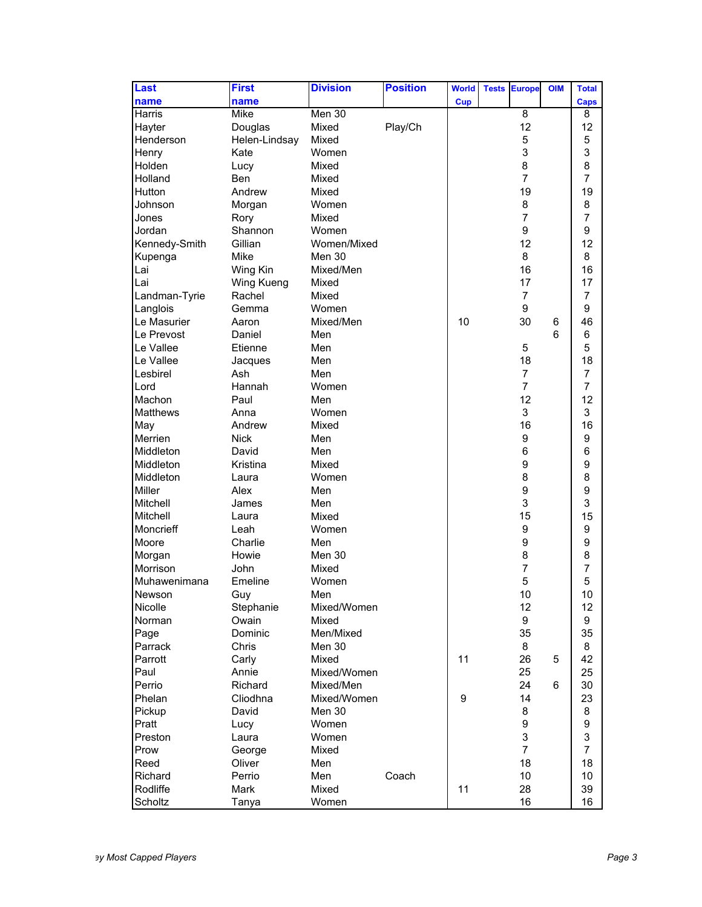| Last name | First name | Division | Position | World Cup | Tests | Europe | OIM | Total Caps |
|---|---|---|---|---|---|---|---|---|
| Harris | Mike | Men 30 | | | | 8 | | 8 |
| Hayter | Douglas | Mixed | Play/Ch | | | 12 | | 12 |
| Henderson | Helen-Lindsay | Mixed | | | | 5 | | 5 |
| Henry | Kate | Women | | | | 3 | | 3 |
| Holden | Lucy | Mixed | | | | 8 | | 8 |
| Holland | Ben | Mixed | | | | 7 | | 7 |
| Hutton | Andrew | Mixed | | | | 19 | | 19 |
| Johnson | Morgan | Women | | | | 8 | | 8 |
| Jones | Rory | Mixed | | | | 7 | | 7 |
| Jordan | Shannon | Women | | | | 9 | | 9 |
| Kennedy-Smith | Gillian | Women/Mixed | | | | 12 | | 12 |
| Kupenga | Mike | Men 30 | | | | 8 | | 8 |
| Lai | Wing Kin | Mixed/Men | | | | 16 | | 16 |
| Lai | Wing Kueng | Mixed | | | | 17 | | 17 |
| Landman-Tyrie | Rachel | Mixed | | | | 7 | | 7 |
| Langlois | Gemma | Women | | | | 9 | | 9 |
| Le Masurier | Aaron | Mixed/Men | | 10 | | 30 | 6 | 46 |
| Le Prevost | Daniel | Men | | | | | 6 | 6 |
| Le Vallee | Etienne | Men | | | | 5 | | 5 |
| Le Vallee | Jacques | Men | | | | 18 | | 18 |
| Lesbirel | Ash | Men | | | | 7 | | 7 |
| Lord | Hannah | Women | | | | 7 | | 7 |
| Machon | Paul | Men | | | | 12 | | 12 |
| Matthews | Anna | Women | | | | 3 | | 3 |
| May | Andrew | Mixed | | | | 16 | | 16 |
| Merrien | Nick | Men | | | | 9 | | 9 |
| Middleton | David | Men | | | | 6 | | 6 |
| Middleton | Kristina | Mixed | | | | 9 | | 9 |
| Middleton | Laura | Women | | | | 8 | | 8 |
| Miller | Alex | Men | | | | 9 | | 9 |
| Mitchell | James | Men | | | | 3 | | 3 |
| Mitchell | Laura | Mixed | | | | 15 | | 15 |
| Moncrieff | Leah | Women | | | | 9 | | 9 |
| Moore | Charlie | Men | | | | 9 | | 9 |
| Morgan | Howie | Men 30 | | | | 8 | | 8 |
| Morrison | John | Mixed | | | | 7 | | 7 |
| Muhawenimana | Emeline | Women | | | | 5 | | 5 |
| Newson | Guy | Men | | | | 10 | | 10 |
| Nicolle | Stephanie | Mixed/Women | | | | 12 | | 12 |
| Norman | Owain | Mixed | | | | 9 | | 9 |
| Page | Dominic | Men/Mixed | | | | 35 | | 35 |
| Parrack | Chris | Men 30 | | | | 8 | | 8 |
| Parrott | Carly | Mixed | | 11 | | 26 | 5 | 42 |
| Paul | Annie | Mixed/Women | | | | 25 | | 25 |
| Perrio | Richard | Mixed/Men | | | | 24 | 6 | 30 |
| Phelan | Cliodhna | Mixed/Women | | 9 | | 14 | | 23 |
| Pickup | David | Men 30 | | | | 8 | | 8 |
| Pratt | Lucy | Women | | | | 9 | | 9 |
| Preston | Laura | Women | | | | 3 | | 3 |
| Prow | George | Mixed | | | | 7 | | 7 |
| Reed | Oliver | Men | | | | 18 | | 18 |
| Richard | Perrio | Men | Coach | | | 10 | | 10 |
| Rodliffe | Mark | Mixed | | 11 | | 28 | | 39 |
| Scholtz | Tanya | Women | | | | 16 | | 16 |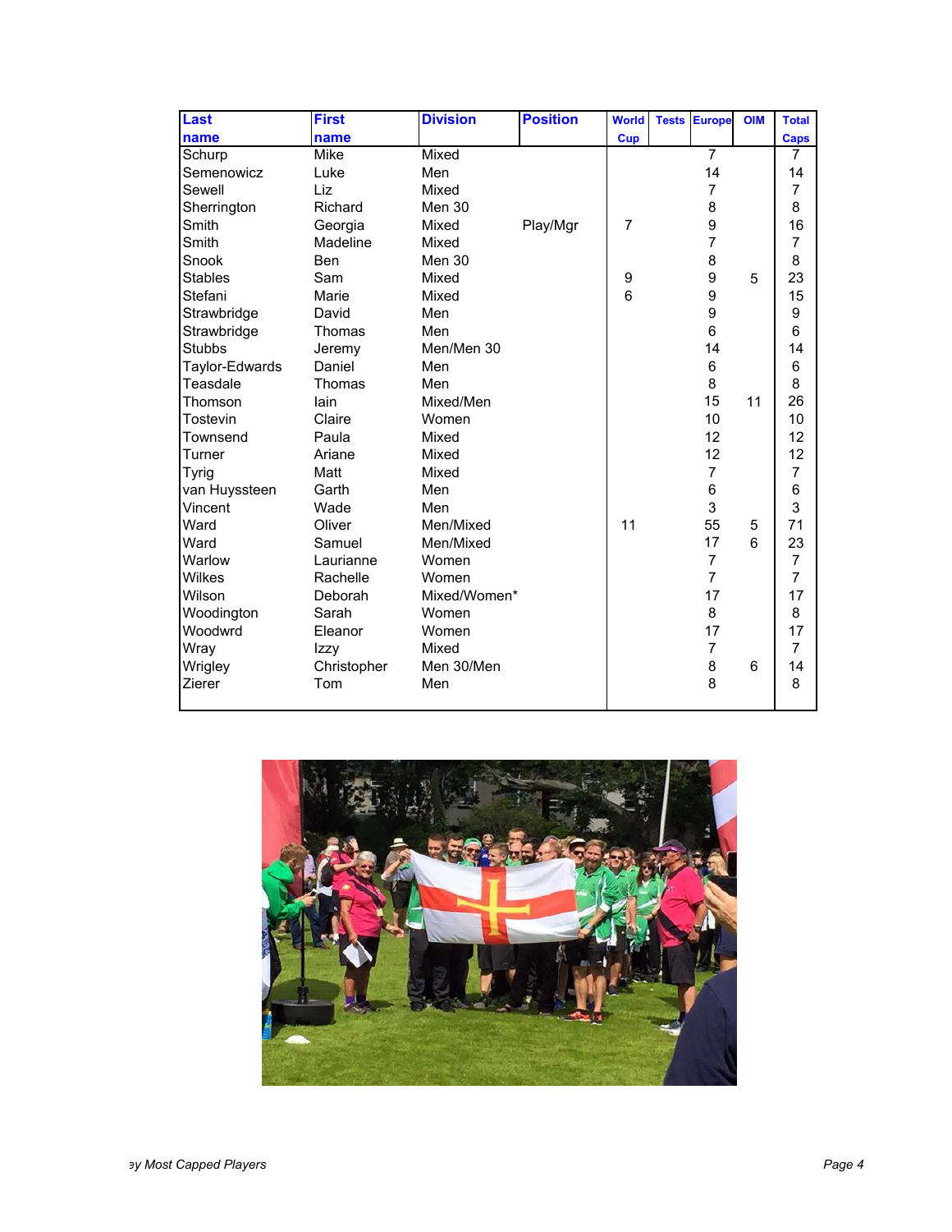| Last name | First name | Division | Position | World Cup | Tests | Europe | OIM | Total Caps |
|---|---|---|---|---|---|---|---|---|
| Schurp | Mike | Mixed | | | | 7 | | 7 |
| Semenowicz | Luke | Men | | | | 14 | | 14 |
| Sewell | Liz | Mixed | | | | 7 | | 7 |
| Sherrington | Richard | Men 30 | | | | 8 | | 8 |
| Smith | Georgia | Mixed | Play/Mgr | 7 | | 9 | | 16 |
| Smith | Madeline | Mixed | | | | 7 | | 7 |
| Snook | Ben | Men 30 | | | | 8 | | 8 |
| Stables | Sam | Mixed | | 9 | | 9 | 5 | 23 |
| Stefani | Marie | Mixed | | 6 | | 9 | | 15 |
| Strawbridge | David | Men | | | | 9 | | 9 |
| Strawbridge | Thomas | Men | | | | 6 | | 6 |
| Stubbs | Jeremy | Men/Men 30 | | | | 14 | | 14 |
| Taylor-Edwards | Daniel | Men | | | | 6 | | 6 |
| Teasdale | Thomas | Men | | | | 8 | | 8 |
| Thomson | Iain | Mixed/Men | | | | 15 | 11 | 26 |
| Tostevin | Claire | Women | | | | 10 | | 10 |
| Townsend | Paula | Mixed | | | | 12 | | 12 |
| Turner | Ariane | Mixed | | | | 12 | | 12 |
| Tyrig | Matt | Mixed | | | | 7 | | 7 |
| van Huyssteen | Garth | Men | | | | 6 | | 6 |
| Vincent | Wade | Men | | | | 3 | | 3 |
| Ward | Oliver | Men/Mixed | | 11 | | 55 | 5 | 71 |
| Ward | Samuel | Men/Mixed | | | | 17 | 6 | 23 |
| Warlow | Laurianne | Women | | | | 7 | | 7 |
| Wilkes | Rachelle | Women | | | | 7 | | 7 |
| Wilson | Deborah | Mixed/Women* | | | | 17 | | 17 |
| Woodington | Sarah | Women | | | | 8 | | 8 |
| Woodwrd | Eleanor | Women | | | | 17 | | 17 |
| Wray | Izzy | Mixed | | | | 7 | | 7 |
| Wrigley | Christopher | Men 30/Men | | | | 8 | 6 | 14 |
| Zierer | Tom | Men | | | | 8 | | 8 |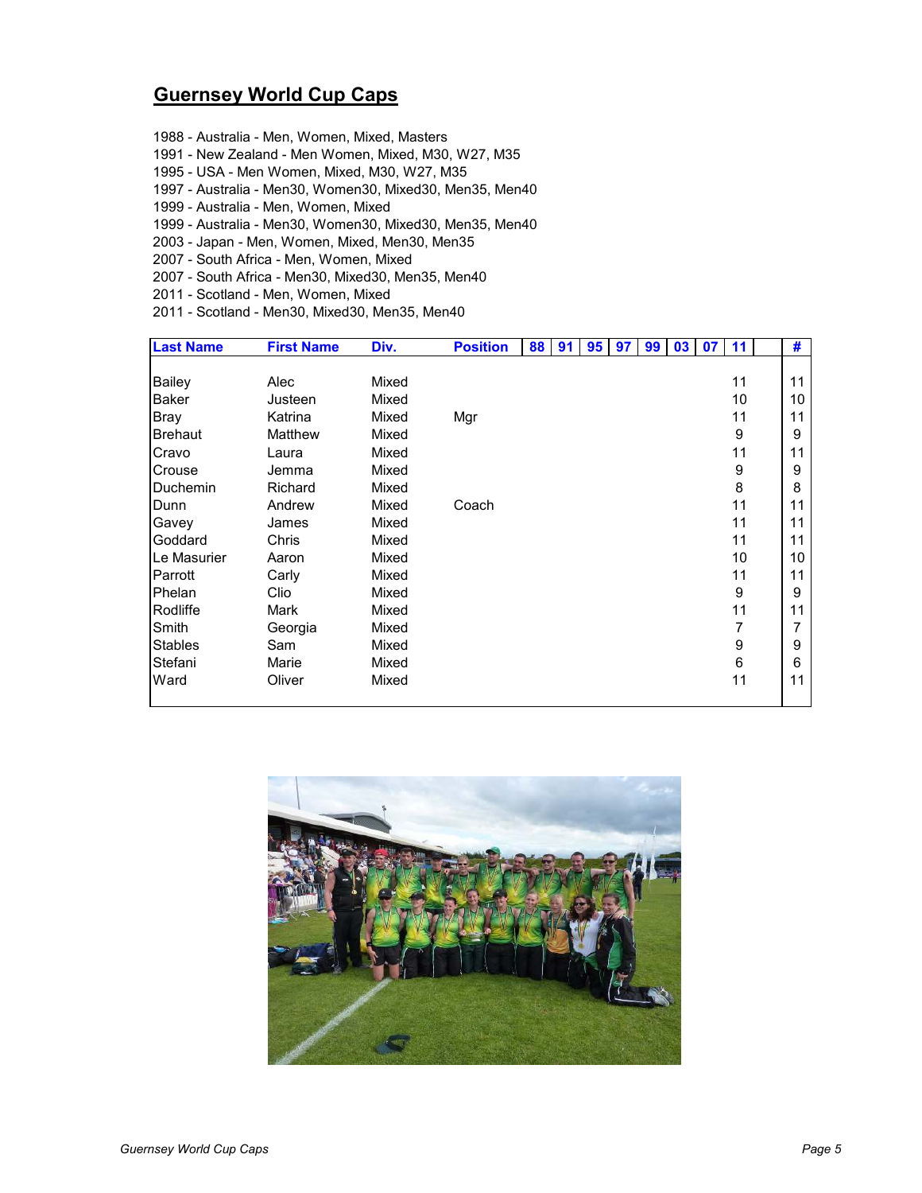## Guernsey World Cup Caps

1988 - Australia - Men, Women, Mixed, Masters
1991 - New Zealand - Men Women, Mixed, M30, W27, M35
1995 - USA - Men Women, Mixed, M30, W27, M35
1997 - Australia - Men30, Women30, Mixed30, Men35, Men40
1999 - Australia - Men, Women, Mixed
1999 - Australia - Men30, Women30, Mixed30, Men35, Men40
2003 - Japan - Men, Women, Mixed, Men30, Men35
2007 - South Africa - Men, Women, Mixed
2007 - South Africa - Men30, Mixed30, Men35, Men40
2011 - Scotland - Men, Women, Mixed
2011 - Scotland - Men30, Mixed30, Men35, Men40

| Last Name | First Name | Div. | Position | 88 | 91 | 95 | 97 | 99 | 03 | 07 | 11 | | # |
|---|---|---|---|---|---|---|---|---|---|---|---|---|---|
| Bailey | Alec | Mixed | | | | | | | | | 11 | | 11 |
| Baker | Justeen | Mixed | | | | | | | | | 10 | | 10 |
| Bray | Katrina | Mixed | Mgr | | | | | | | | 11 | | 11 |
| Brehaut | Matthew | Mixed | | | | | | | | | 9 | | 9 |
| Cravo | Laura | Mixed | | | | | | | | | 11 | | 11 |
| Crouse | Jemma | Mixed | | | | | | | | | 9 | | 9 |
| Duchemin | Richard | Mixed | | | | | | | | | 8 | | 8 |
| Dunn | Andrew | Mixed | Coach | | | | | | | | 11 | | 11 |
| Gavey | James | Mixed | | | | | | | | | 11 | | 11 |
| Goddard | Chris | Mixed | | | | | | | | | 11 | | 11 |
| Le Masurier | Aaron | Mixed | | | | | | | | | 10 | | 10 |
| Parrott | Carly | Mixed | | | | | | | | | 11 | | 11 |
| Phelan | Clio | Mixed | | | | | | | | | 9 | | 9 |
| Rodliffe | Mark | Mixed | | | | | | | | | 11 | | 11 |
| Smith | Georgia | Mixed | | | | | | | | | 7 | | 7 |
| Stables | Sam | Mixed | | | | | | | | | 9 | | 9 |
| Stefani | Marie | Mixed | | | | | | | | | 6 | | 6 |
| Ward | Oliver | Mixed | | | | | | | | | 11 | | 11 |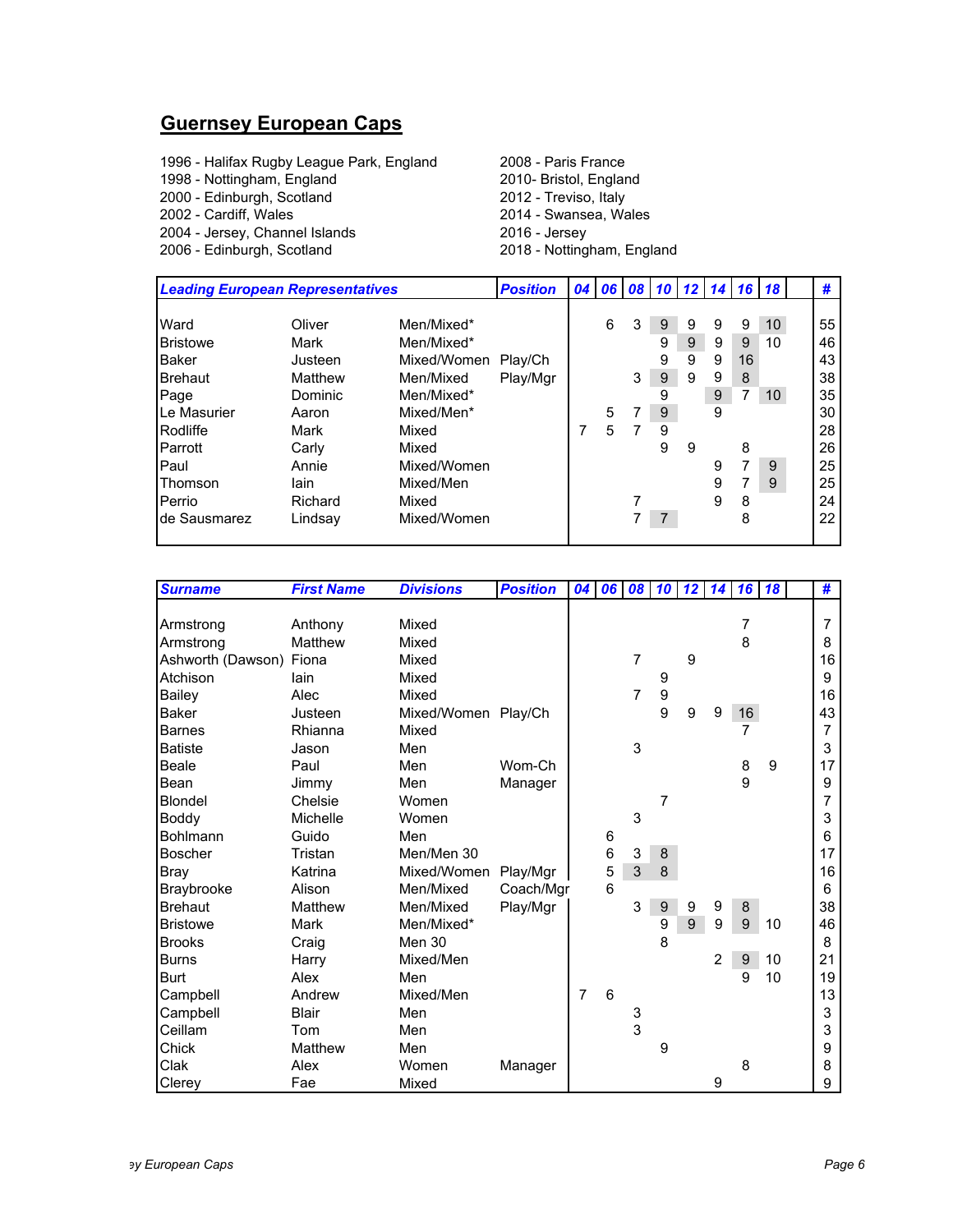## Guernsey European Caps

1996 - Halifax Rugby League Park, England
1998 - Nottingham, England
2000 - Edinburgh, Scotland
2002 - Cardiff, Wales
2004 - Jersey, Channel Islands
2006 - Edinburgh, Scotland
2008 - Paris France
2010- Bristol, England
2012 - Treviso, Italy
2014 - Swansea, Wales
2016 - Jersey
2018 - Nottingham, England

| Leading European Representatives | | | Position | 04 | 06 | 08 | 10 | 12 | 14 | 16 | 18 | | # |
|---|---|---|---|---|---|---|---|---|---|---|---|---|---|
| Ward | Oliver | Men/Mixed* | | | 6 | 3 | 9 | 9 | 9 | 9 | 10 | | 55 |
| Bristowe | Mark | Men/Mixed* | | | | | 9 | 9 | 9 | 9 | 10 | | 46 |
| Baker | Justeen | Mixed/Women | Play/Ch | | | | 9 | 9 | 9 | 16 | | | 43 |
| Brehaut | Matthew | Men/Mixed | Play/Mgr | | | 3 | 9 | 9 | 9 | 8 | | | 38 |
| Page | Dominic | Men/Mixed* | | | | | 9 | | 9 | 7 | 10 | | 35 |
| Le Masurier | Aaron | Mixed/Men* | | | 5 | 7 | 9 | | 9 | | | | 30 |
| Rodliffe | Mark | Mixed | | 7 | 5 | 7 | 9 | | | | | | 28 |
| Parrott | Carly | Mixed | | | | | 9 | 9 | | 8 | | | 26 |
| Paul | Annie | Mixed/Women | | | | | | | 9 | 7 | 9 | | 25 |
| Thomson | Iain | Mixed/Men | | | | | | | 9 | 7 | 9 | | 25 |
| Perrio | Richard | Mixed | | | | 7 | | | 9 | 8 | | | 24 |
| de Sausmarez | Lindsay | Mixed/Women | | | | 7 | 7 | | | 8 | | | 22 |

| Surname | First Name | Divisions | Position | 04 | 06 | 08 | 10 | 12 | 14 | 16 | 18 | | # |
|---|---|---|---|---|---|---|---|---|---|---|---|---|---|
| Armstrong | Anthony | Mixed | | | | | | | | 7 | | | 7 |
| Armstrong | Matthew | Mixed | | | | | | | | 8 | | | 8 |
| Ashworth (Dawson) | Fiona | Mixed | | | | 7 | | 9 | | | | | 16 |
| Atchison | Iain | Mixed | | | | | 9 | | | | | | 9 |
| Bailey | Alec | Mixed | | | | 7 | 9 | | | | | | 16 |
| Baker | Justeen | Mixed/Women | Play/Ch | | | | 9 | 9 | 9 | 16 | | | 43 |
| Barnes | Rhianna | Mixed | | | | | | | | 7 | | | 7 |
| Batiste | Jason | Men | | | | 3 | | | | | | | 3 |
| Beale | Paul | Men | Wom-Ch | | | | | | | 8 | 9 | | 17 |
| Bean | Jimmy | Men | Manager | | | | | | | 9 | | | 9 |
| Blondel | Chelsie | Women | | | | | 7 | | | | | | 7 |
| Boddy | Michelle | Women | | | | 3 | | | | | | | 3 |
| Bohlmann | Guido | Men | | | 6 | | | | | | | | 6 |
| Boscher | Tristan | Men/Men 30 | | | 6 | 3 | 8 | | | | | | 17 |
| Bray | Katrina | Mixed/Women | Play/Mgr | | 5 | 3 | 8 | | | | | | 16 |
| Braybrooke | Alison | Men/Mixed | Coach/Mgr | | 6 | | | | | | | | 6 |
| Brehaut | Matthew | Men/Mixed | Play/Mgr | | | 3 | 9 | 9 | 9 | 8 | | | 38 |
| Bristowe | Mark | Men/Mixed* | | | | | 9 | 9 | 9 | 9 | 10 | | 46 |
| Brooks | Craig | Men 30 | | | | | 8 | | | | | | 8 |
| Burns | Harry | Mixed/Men | | | | | | | 2 | 9 | 10 | | 21 |
| Burt | Alex | Men | | | | | | | | 9 | 10 | | 19 |
| Campbell | Andrew | Mixed/Men | | 7 | 6 | | | | | | | | 13 |
| Campbell | Blair | Men | | | | 3 | | | | | | | 3 |
| Ceillam | Tom | Men | | | | 3 | | | | | | | 3 |
| Chick | Matthew | Men | | | | | 9 | | | | | | 9 |
| Clak | Alex | Women | Manager | | | | | | | 8 | | | 8 |
| Clerey | Fae | Mixed | | | | | | | 9 | | | | 9 |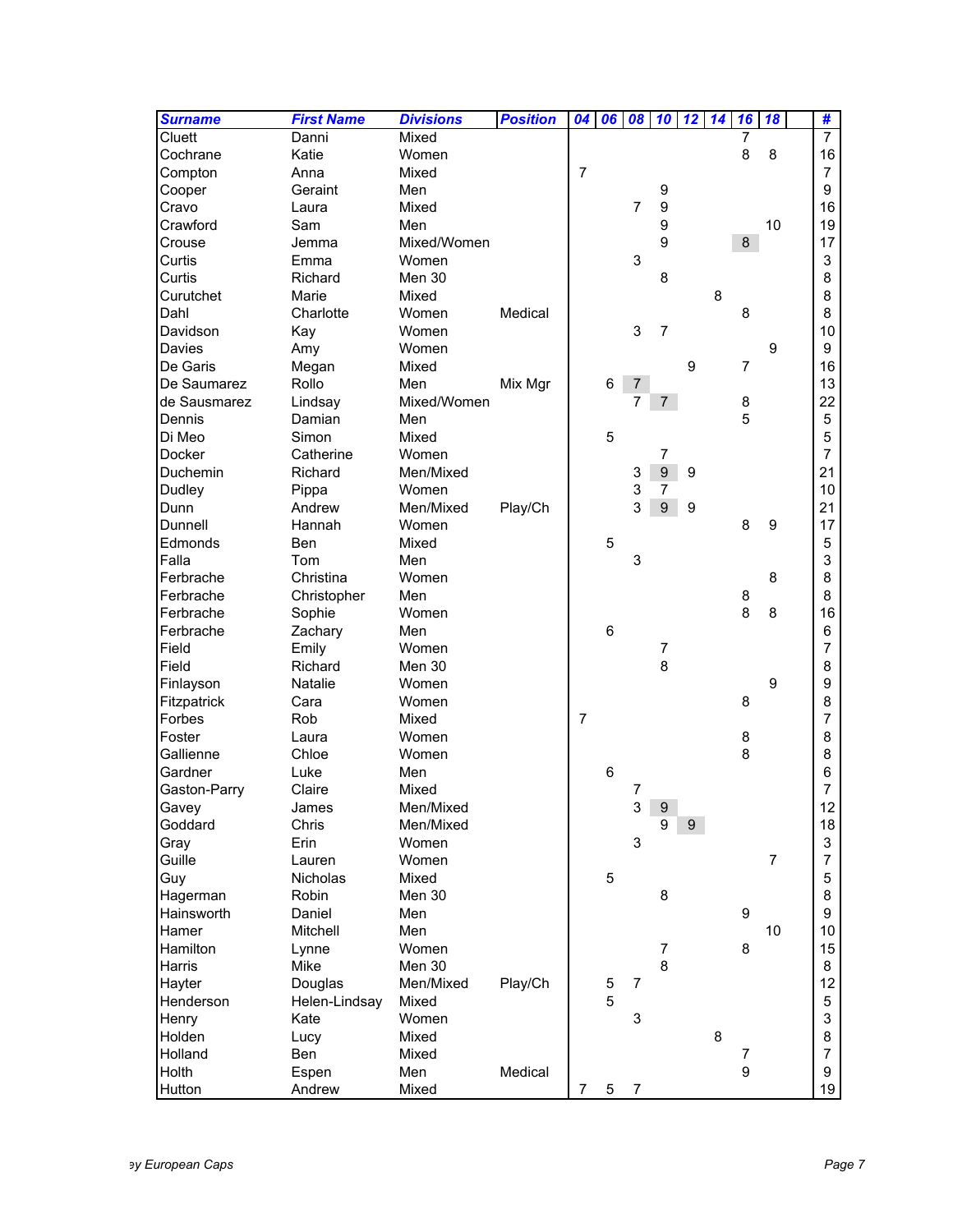| Surname | First Name | Divisions | Position | 04 | 06 | 08 | 10 | 12 | 14 | 16 | 18 | | # |
|---|---|---|---|---|---|---|---|---|---|---|---|---|---|
| Cluett | Danni | Mixed | | | | | | | | 7 | | | 7 |
| Cochrane | Katie | Women | | | | | | | | 8 | 8 | | 16 |
| Compton | Anna | Mixed | | 7 | | | | | | | | | 7 |
| Cooper | Geraint | Men | | | | | 9 | | | | | | 9 |
| Cravo | Laura | Mixed | | | | 7 | 9 | | | | | | 16 |
| Crawford | Sam | Men | | | | | 9 | | | | 10 | | 19 |
| Crouse | Jemma | Mixed/Women | | | | | 9 | | | 8 | | | 17 |
| Curtis | Emma | Women | | | | 3 | | | | | | | 3 |
| Curtis | Richard | Men 30 | | | | | 8 | | | | | | 8 |
| Curutchet | Marie | Mixed | | | | | | | 8 | | | | 8 |
| Dahl | Charlotte | Women | Medical | | | | | | | 8 | | | 8 |
| Davidson | Kay | Women | | | | 3 | 7 | | | | | | 10 |
| Davies | Amy | Women | | | | | | | | | 9 | | 9 |
| De Garis | Megan | Mixed | | | | | | 9 | | 7 | | | 16 |
| De Saumarez | Rollo | Men | Mix Mgr | | 6 | 7 | | | | | | | 13 |
| de Sausmarez | Lindsay | Mixed/Women | | | | 7 | 7 | | | 8 | | | 22 |
| Dennis | Damian | Men | | | | | | | | 5 | | | 5 |
| Di Meo | Simon | Mixed | | | 5 | | | | | | | | 5 |
| Docker | Catherine | Women | | | | | 7 | | | | | | 7 |
| Duchemin | Richard | Men/Mixed | | | | 3 | 9 | 9 | | | | | 21 |
| Dudley | Pippa | Women | | | | 3 | 7 | | | | | | 10 |
| Dunn | Andrew | Men/Mixed | Play/Ch | | | 3 | 9 | 9 | | | | | 21 |
| Dunnell | Hannah | Women | | | | | | | | 8 | 9 | | 17 |
| Edmonds | Ben | Mixed | | | 5 | | | | | | | | 5 |
| Falla | Tom | Men | | | | 3 | | | | | | | 3 |
| Ferbrache | Christina | Women | | | | | | | | | 8 | | 8 |
| Ferbrache | Christopher | Men | | | | | | | | 8 | | | 8 |
| Ferbrache | Sophie | Women | | | | | | | | 8 | 8 | | 16 |
| Ferbrache | Zachary | Men | | | 6 | | | | | | | | 6 |
| Field | Emily | Women | | | | | 7 | | | | | | 7 |
| Field | Richard | Men 30 | | | | | 8 | | | | | | 8 |
| Finlayson | Natalie | Women | | | | | | | | | 9 | | 9 |
| Fitzpatrick | Cara | Women | | | | | | | | 8 | | | 8 |
| Forbes | Rob | Mixed | | 7 | | | | | | | | | 7 |
| Foster | Laura | Women | | | | | | | | 8 | | | 8 |
| Gallienne | Chloe | Women | | | | | | | | 8 | | | 8 |
| Gardner | Luke | Men | | | 6 | | | | | | | | 6 |
| Gaston-Parry | Claire | Mixed | | | | 7 | | | | | | | 7 |
| Gavey | James | Men/Mixed | | | | 3 | 9 | | | | | | 12 |
| Goddard | Chris | Men/Mixed | | | | | 9 | 9 | | | | | 18 |
| Gray | Erin | Women | | | | 3 | | | | | | | 3 |
| Guille | Lauren | Women | | | | | | | | | 7 | | 7 |
| Guy | Nicholas | Mixed | | | 5 | | | | | | | | 5 |
| Hagerman | Robin | Men 30 | | | | | 8 | | | | | | 8 |
| Hainsworth | Daniel | Men | | | | | | | | 9 | | | 9 |
| Hamer | Mitchell | Men | | | | | | | | | 10 | | 10 |
| Hamilton | Lynne | Women | | | | | 7 | | | 8 | | | 15 |
| Harris | Mike | Men 30 | | | | | 8 | | | | | | 8 |
| Hayter | Douglas | Men/Mixed | Play/Ch | | 5 | 7 | | | | | | | 12 |
| Henderson | Helen-Lindsay | Mixed | | | 5 | | | | | | | | 5 |
| Henry | Kate | Women | | | | 3 | | | | | | | 3 |
| Holden | Lucy | Mixed | | | | | | | 8 | | | | 8 |
| Holland | Ben | Mixed | | | | | | | | 7 | | | 7 |
| Holth | Espen | Men | Medical | | | | | | | 9 | | | 9 |
| Hutton | Andrew | Mixed | | 7 | 5 | 7 | | | | | | | 19 |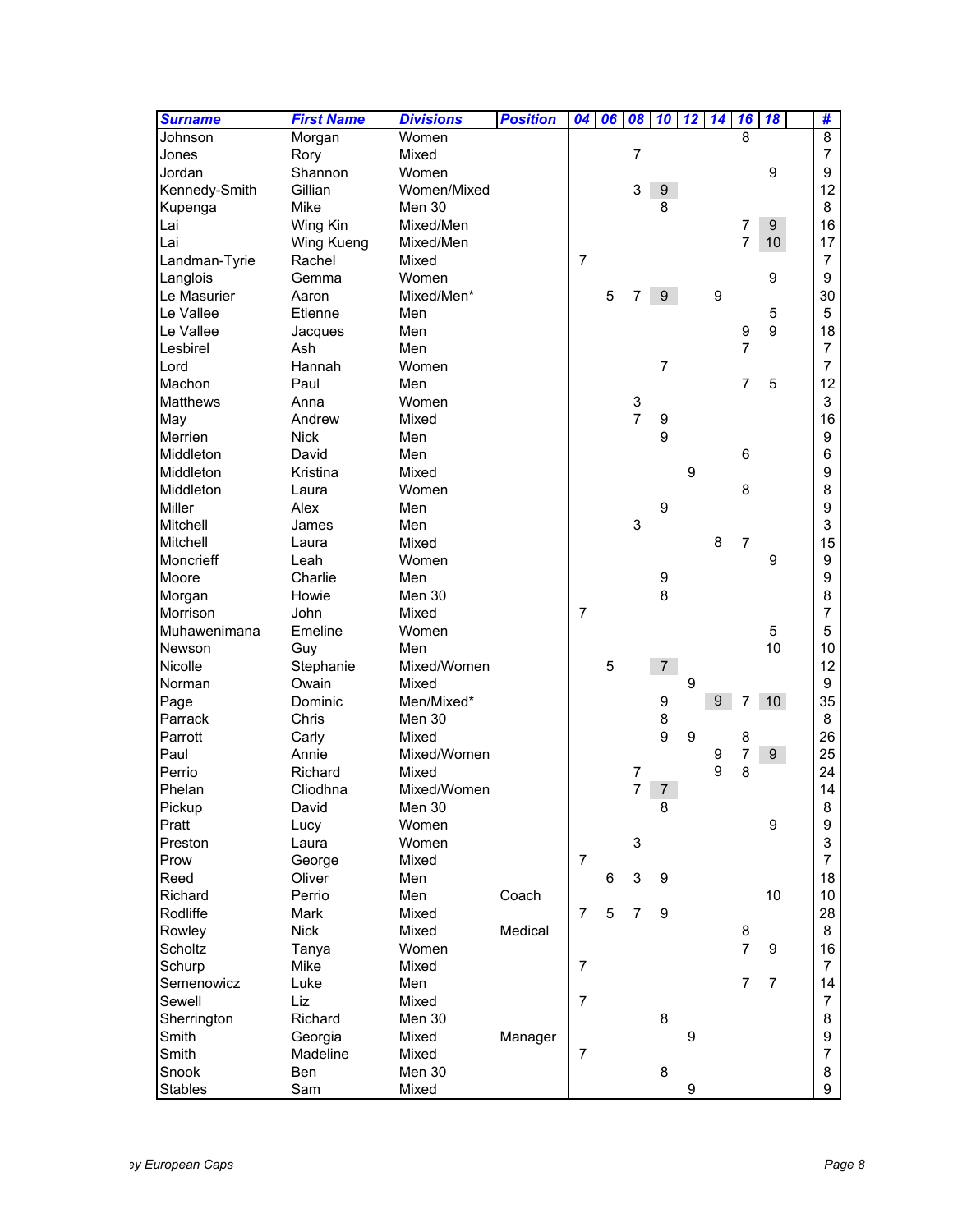| Surname | First Name | Divisions | Position | 04 | 06 | 08 | 10 | 12 | 14 | 16 | 18 | | # |
|---|---|---|---|---|---|---|---|---|---|---|---|---|---|
| Johnson | Morgan | Women | | | | | | | | 8 | | | 8 |
| Jones | Rory | Mixed | | | | 7 | | | | | | | 7 |
| Jordan | Shannon | Women | | | | | | | | | 9 | | 9 |
| Kennedy-Smith | Gillian | Women/Mixed | | | | 3 | 9 | | | | | | 12 |
| Kupenga | Mike | Men 30 | | | | | 8 | | | | | | 8 |
| Lai | Wing Kin | Mixed/Men | | | | | | | | 7 | 9 | | 16 |
| Lai | Wing Kueng | Mixed/Men | | | | | | | | 7 | 10 | | 17 |
| Landman-Tyrie | Rachel | Mixed | | 7 | | | | | | | | | 7 |
| Langlois | Gemma | Women | | | | | | | | | 9 | | 9 |
| Le Masurier | Aaron | Mixed/Men* | | | 5 | 7 | 9 | | 9 | | | | 30 |
| Le Vallee | Etienne | Men | | | | | | | | | 5 | | 5 |
| Le Vallee | Jacques | Men | | | | | | | | 9 | 9 | | 18 |
| Lesbirel | Ash | Men | | | | | | | | 7 | | | 7 |
| Lord | Hannah | Women | | | | | 7 | | | | | | 7 |
| Machon | Paul | Men | | | | | | | | 7 | 5 | | 12 |
| Matthews | Anna | Women | | | | 3 | | | | | | | 3 |
| May | Andrew | Mixed | | | | 7 | 9 | | | | | | 16 |
| Merrien | Nick | Men | | | | | 9 | | | | | | 9 |
| Middleton | David | Men | | | | | | | | 6 | | | 6 |
| Middleton | Kristina | Mixed | | | | | | 9 | | | | | 9 |
| Middleton | Laura | Women | | | | | | | | 8 | | | 8 |
| Miller | Alex | Men | | | | | 9 | | | | | | 9 |
| Mitchell | James | Men | | | | 3 | | | | | | | 3 |
| Mitchell | Laura | Mixed | | | | | | | 8 | 7 | | | 15 |
| Moncrieff | Leah | Women | | | | | | | | | 9 | | 9 |
| Moore | Charlie | Men | | | | | 9 | | | | | | 9 |
| Morgan | Howie | Men 30 | | | | | 8 | | | | | | 8 |
| Morrison | John | Mixed | | 7 | | | | | | | | | 7 |
| Muhawenimana | Emeline | Women | | | | | | | | | 5 | | 5 |
| Newson | Guy | Men | | | | | | | | | 10 | | 10 |
| Nicolle | Stephanie | Mixed/Women | | | 5 | | 7 | | | | | | 12 |
| Norman | Owain | Mixed | | | | | | 9 | | | | | 9 |
| Page | Dominic | Men/Mixed* | | | | | 9 | | 9 | 7 | 10 | | 35 |
| Parrack | Chris | Men 30 | | | | | 8 | | | | | | 8 |
| Parrott | Carly | Mixed | | | | | 9 | 9 | | 8 | | | 26 |
| Paul | Annie | Mixed/Women | | | | | | | 9 | 7 | 9 | | 25 |
| Perrio | Richard | Mixed | | | | 7 | | | 9 | 8 | | | 24 |
| Phelan | Cliodhna | Mixed/Women | | | | 7 | 7 | | | | | | 14 |
| Pickup | David | Men 30 | | | | | 8 | | | | | | 8 |
| Pratt | Lucy | Women | | | | | | | | | 9 | | 9 |
| Preston | Laura | Women | | | | 3 | | | | | | | 3 |
| Prow | George | Mixed | | 7 | | | | | | | | | 7 |
| Reed | Oliver | Men | | | 6 | 3 | 9 | | | | | | 18 |
| Richard | Perrio | Men | Coach | | | | | | | | 10 | | 10 |
| Rodliffe | Mark | Mixed | | 7 | 5 | 7 | 9 | | | | | | 28 |
| Rowley | Nick | Mixed | Medical | | | | | | | 8 | | | 8 |
| Scholtz | Tanya | Women | | | | | | | | 7 | 9 | | 16 |
| Schurp | Mike | Mixed | | 7 | | | | | | | | | 7 |
| Semenowicz | Luke | Men | | | | | | | | 7 | 7 | | 14 |
| Sewell | Liz | Mixed | | 7 | | | | | | | | | 7 |
| Sherrington | Richard | Men 30 | | | | | 8 | | | | | | 8 |
| Smith | Georgia | Mixed | Manager | | | | | 9 | | | | | 9 |
| Smith | Madeline | Mixed | | 7 | | | | | | | | | 7 |
| Snook | Ben | Men 30 | | | | | 8 | | | | | | 8 |
| Stables | Sam | Mixed | | | | | | 9 | | | | | 9 |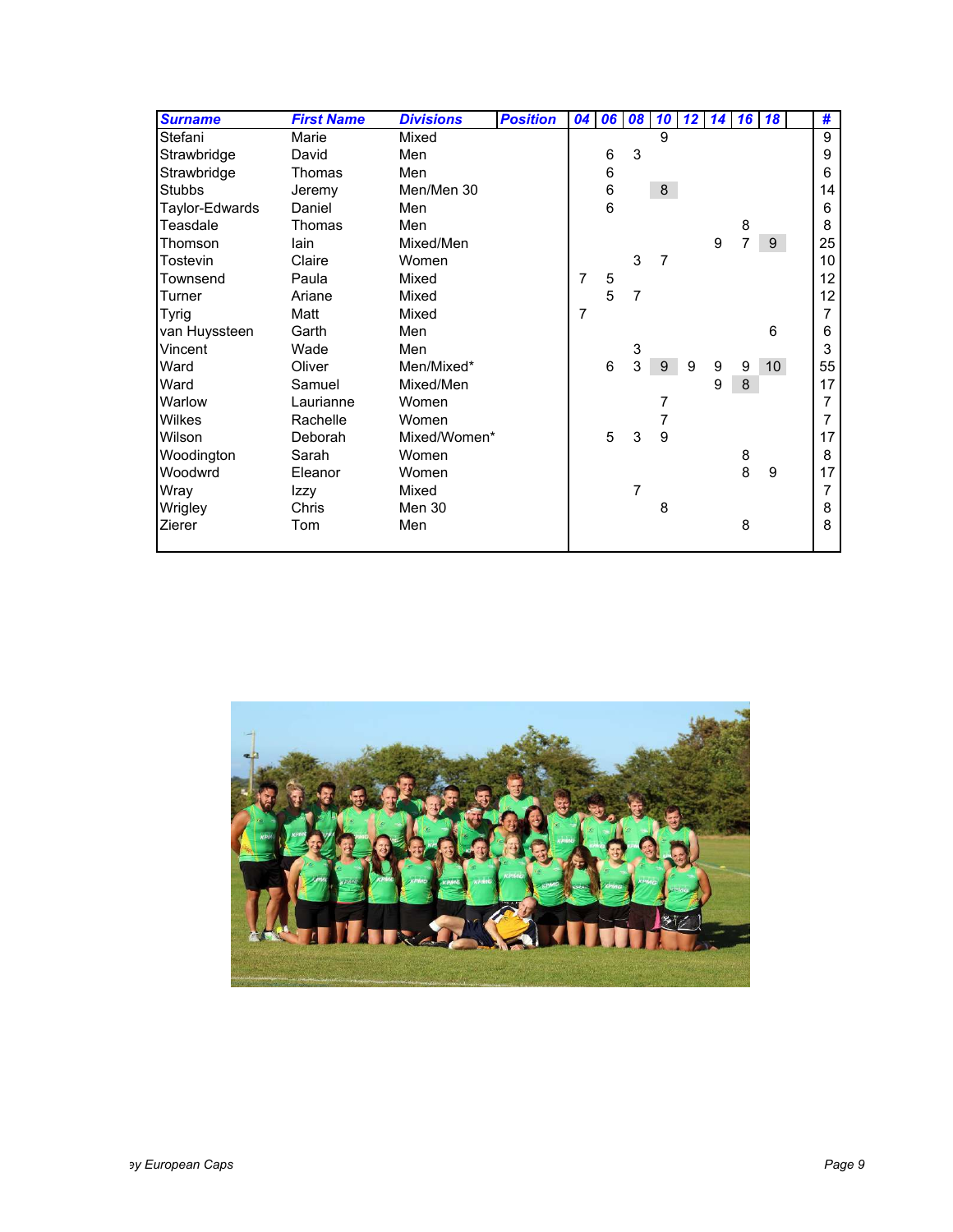| Surname | First Name | Divisions | Position | 04 | 06 | 08 | 10 | 12 | 14 | 16 | 18 | | # |
|---|---|---|---|---|---|---|---|---|---|---|---|---|---|
| Stefani | Marie | Mixed | | | | | 9 | | | | | | 9 |
| Strawbridge | David | Men | | | 6 | 3 | | | | | | | 9 |
| Strawbridge | Thomas | Men | | | 6 | | | | | | | | 6 |
| Stubbs | Jeremy | Men/Men 30 | | | 6 | | 8 | | | | | | 14 |
| Taylor-Edwards | Daniel | Men | | | 6 | | | | | | | | 6 |
| Teasdale | Thomas | Men | | | | | | | | 8 | | | 8 |
| Thomson | Iain | Mixed/Men | | | | | | | 9 | 7 | 9 | | 25 |
| Tostevin | Claire | Women | | | | 3 | 7 | | | | | | 10 |
| Townsend | Paula | Mixed | | 7 | 5 | | | | | | | | 12 |
| Turner | Ariane | Mixed | | | 5 | 7 | | | | | | | 12 |
| Tyrig | Matt | Mixed | | 7 | | | | | | | | | 7 |
| van Huyssteen | Garth | Men | | | | | | | | | 6 | | 6 |
| Vincent | Wade | Men | | | | 3 | | | | | | | 3 |
| Ward | Oliver | Men/Mixed* | | | 6 | 3 | 9 | 9 | 9 | 9 | 10 | | 55 |
| Ward | Samuel | Mixed/Men | | | | | | | 9 | 8 | | | 17 |
| Warlow | Laurianne | Women | | | | | 7 | | | | | | 7 |
| Wilkes | Rachelle | Women | | | | | 7 | | | | | | 7 |
| Wilson | Deborah | Mixed/Women* | | | 5 | 3 | 9 | | | | | | 17 |
| Woodington | Sarah | Women | | | | | | | | 8 | | | 8 |
| Woodwrd | Eleanor | Women | | | | | | | | 8 | 9 | | 17 |
| Wray | Izzy | Mixed | | | | 7 | | | | | | | 7 |
| Wrigley | Chris | Men 30 | | | | | 8 | | | | | | 8 |
| Zierer | Tom | Men | | | | | | | | 8 | | | 8 |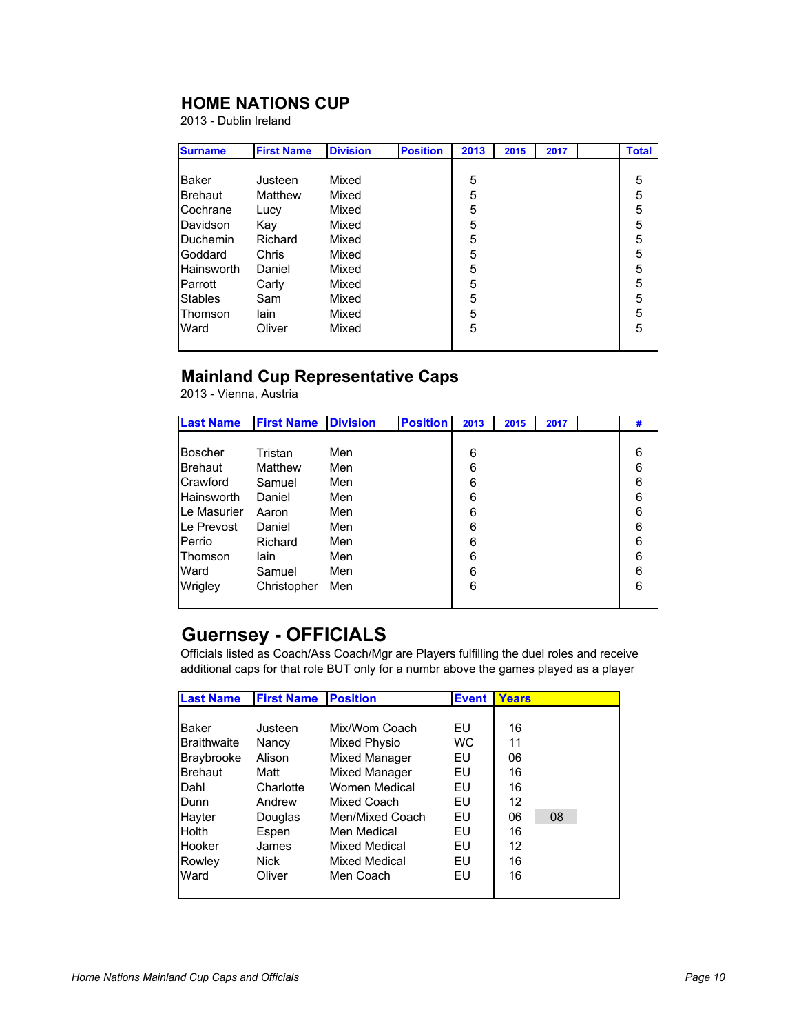## HOME NATIONS CUP

2013 - Dublin Ireland

| Surname | First Name | Division | Position | 2013 | 2015 | 2017 | | Total |
|---|---|---|---|---|---|---|---|---|
| Baker | Justeen | Mixed | | 5 | | | | 5 |
| Brehaut | Matthew | Mixed | | 5 | | | | 5 |
| Cochrane | Lucy | Mixed | | 5 | | | | 5 |
| Davidson | Kay | Mixed | | 5 | | | | 5 |
| Duchemin | Richard | Mixed | | 5 | | | | 5 |
| Goddard | Chris | Mixed | | 5 | | | | 5 |
| Hainsworth | Daniel | Mixed | | 5 | | | | 5 |
| Parrott | Carly | Mixed | | 5 | | | | 5 |
| Stables | Sam | Mixed | | 5 | | | | 5 |
| Thomson | Iain | Mixed | | 5 | | | | 5 |
| Ward | Oliver | Mixed | | 5 | | | | 5 |

## Mainland Cup Representative Caps

2013 - Vienna, Austria

| Last Name | First Name | Division | Position | 2013 | 2015 | 2017 | | # |
|---|---|---|---|---|---|---|---|---|
| Boscher | Tristan | Men | | 6 | | | | 6 |
| Brehaut | Matthew | Men | | 6 | | | | 6 |
| Crawford | Samuel | Men | | 6 | | | | 6 |
| Hainsworth | Daniel | Men | | 6 | | | | 6 |
| Le Masurier | Aaron | Men | | 6 | | | | 6 |
| Le Prevost | Daniel | Men | | 6 | | | | 6 |
| Perrio | Richard | Men | | 6 | | | | 6 |
| Thomson | Iain | Men | | 6 | | | | 6 |
| Ward | Samuel | Men | | 6 | | | | 6 |
| Wrigley | Christopher | Men | | 6 | | | | 6 |

## Guernsey - OFFICIALS

Officials listed as Coach/Ass Coach/Mgr are Players fulfilling the duel roles and receive additional caps for that role BUT only for a numbr above the games played as a player

| Last Name | First Name | Position | Event | Years | |
|---|---|---|---|---|---|
| Baker | Justeen | Mix/Wom Coach | EU | 16 | |
| Braithwaite | Nancy | Mixed Physio | WC | 11 | |
| Braybrooke | Alison | Mixed Manager | EU | 06 | |
| Brehaut | Matt | Mixed Manager | EU | 16 | |
| Dahl | Charlotte | Women Medical | EU | 16 | |
| Dunn | Andrew | Mixed Coach | EU | 12 | |
| Hayter | Douglas | Men/Mixed Coach | EU | 06 | 08 |
| Holth | Espen | Men Medical | EU | 16 | |
| Hooker | James | Mixed Medical | EU | 12 | |
| Rowley | Nick | Mixed Medical | EU | 16 | |
| Ward | Oliver | Men Coach | EU | 16 | |